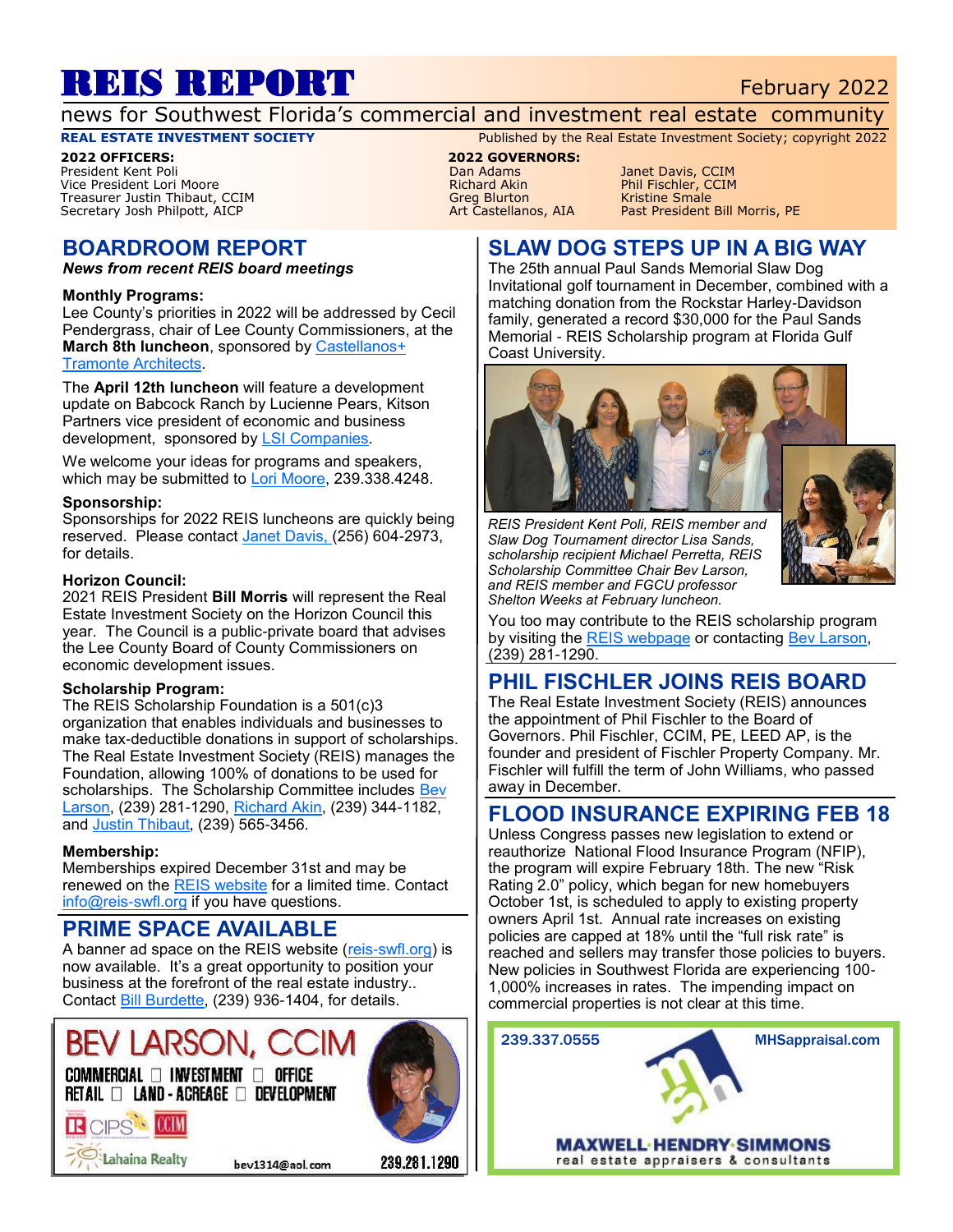# REIS REPORT

February 2022

news for Southwest Florida's commercial and investment real estate community

**REAL ESTATE INVESTMENT SOCIETY**

Published by the Real Estate Investment Society; copyright 2022

**2022 OFFICERS:**
President Kent Poli
Vice President Lori Moore
Treasurer Justin Thibaut, CCIM
Secretary Josh Philpott, AICP

**2022 GOVERNORS:**
Dan Adams
Richard Akin
Greg Blurton
Art Castellanos, AIA
Janet Davis, CCIM
Phil Fischler, CCIM
Kristine Smale
Past President Bill Morris, PE

## BOARDROOM REPORT

***News from recent REIS board meetings***

**Monthly Programs:**
Lee County's priorities in 2022 will be addressed by Cecil Pendergrass, chair of Lee County Commissioners, at the **March 8th luncheon**, sponsored by Castellanos+ Tramonte Architects.

The **April 12th luncheon** will feature a development update on Babcock Ranch by Lucienne Pears, Kitson Partners vice president of economic and business development, sponsored by LSI Companies.

We welcome your ideas for programs and speakers, which may be submitted to Lori Moore, 239.338.4248.

**Sponsorship:**
Sponsorships for 2022 REIS luncheons are quickly being reserved. Please contact Janet Davis, (256) 604-2973, for details.

**Horizon Council:**
2021 REIS President **Bill Morris** will represent the Real Estate Investment Society on the Horizon Council this year. The Council is a public-private board that advises the Lee County Board of County Commissioners on economic development issues.

**Scholarship Program:**
The REIS Scholarship Foundation is a 501(c)3 organization that enables individuals and businesses to make tax-deductible donations in support of scholarships. The Real Estate Investment Society (REIS) manages the Foundation, allowing 100% of donations to be used for scholarships. The Scholarship Committee includes Bev Larson, (239) 281-1290, Richard Akin, (239) 344-1182, and Justin Thibaut, (239) 565-3456.

**Membership:**
Memberships expired December 31st and may be renewed on the REIS website for a limited time. Contact info@reis-swfl.org if you have questions.

## PRIME SPACE AVAILABLE

A banner ad space on the REIS website (reis-swfl.org) is now available. It's a great opportunity to position your business at the forefront of the real estate industry.. Contact Bill Burdette, (239) 936-1404, for details.

BEV LARSON, CCIM
COMMERCIAL □ INVESTMENT □ OFFICE
RETAIL □ LAND - ACREAGE □ DEVELOPMENT
CIPS CCIM
Lahaina Realty
bev1314@aol.com 239.281.1290

## SLAW DOG STEPS UP IN A BIG WAY

The 25th annual Paul Sands Memorial Slaw Dog Invitational golf tournament in December, combined with a matching donation from the Rockstar Harley-Davidson family, generated a record $30,000 for the Paul Sands Memorial - REIS Scholarship program at Florida Gulf Coast University.

*REIS President Kent Poli, REIS member and Slaw Dog Tournament director Lisa Sands, scholarship recipient Michael Perretta, REIS Scholarship Committee Chair Bev Larson, and REIS member and FGCU professor Shelton Weeks at February luncheon.*

You too may contribute to the REIS scholarship program by visiting the REIS webpage or contacting Bev Larson, (239) 281-1290.

## PHIL FISCHLER JOINS REIS BOARD

The Real Estate Investment Society (REIS) announces the appointment of Phil Fischler to the Board of Governors. Phil Fischler, CCIM, PE, LEED AP, is the founder and president of Fischler Property Company. Mr. Fischler will fulfill the term of John Williams, who passed away in December.

## FLOOD INSURANCE EXPIRING FEB 18

Unless Congress passes new legislation to extend or reauthorize National Flood Insurance Program (NFIP), the program will expire February 18th. The new "Risk Rating 2.0" policy, which began for new homebuyers October 1st, is scheduled to apply to existing property owners April 1st. Annual rate increases on existing policies are capped at 18% until the "full risk rate" is reached and sellers may transfer those policies to buyers. New policies in Southwest Florida are experiencing 100-1,000% increases in rates. The impending impact on commercial properties is not clear at this time.

239.337.0555 MHSappraisal.com
MAXWELL·HENDRY·SIMMONS
real estate appraisers & consultants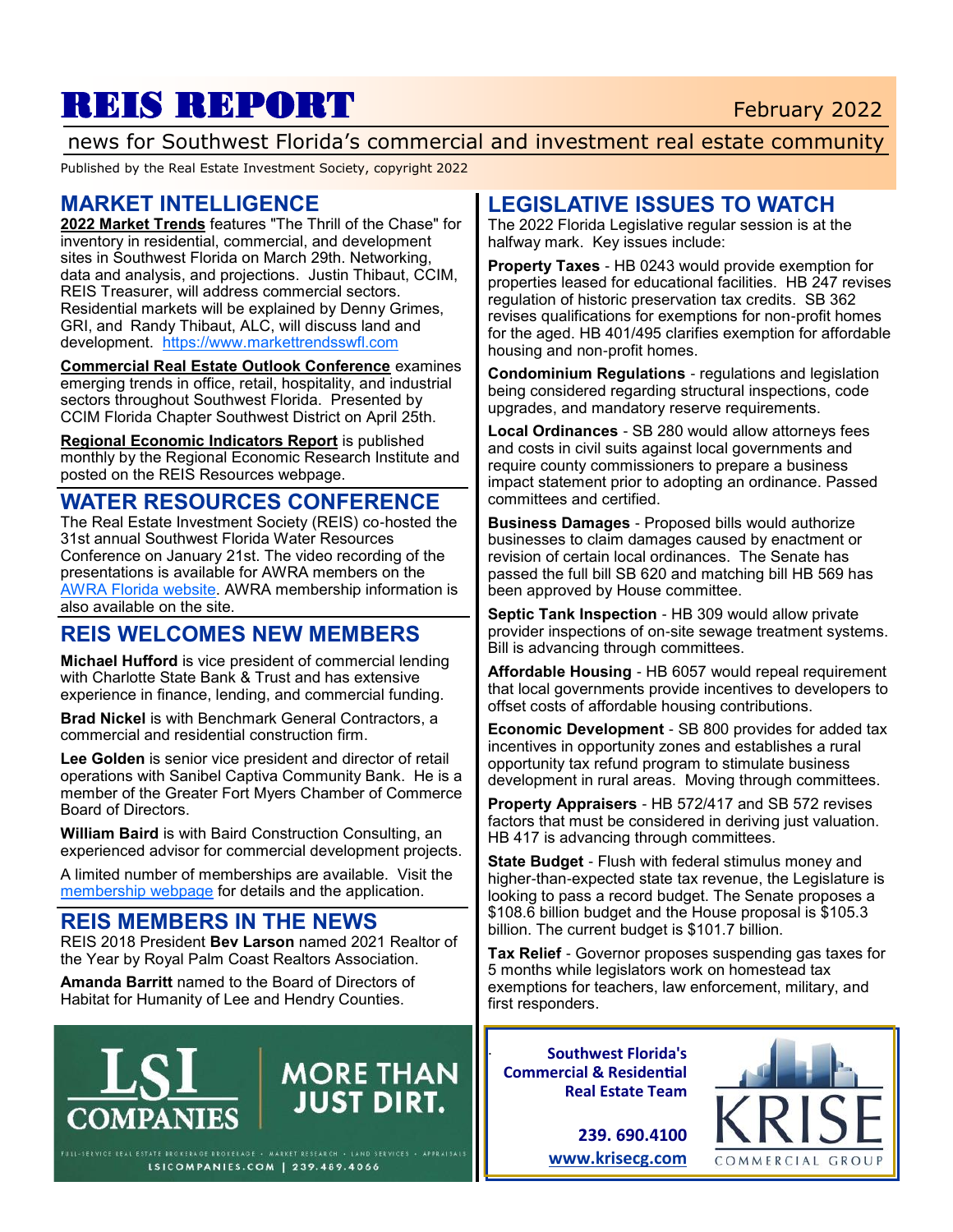# REIS REPORT

February 2022

news for Southwest Florida's commercial and investment real estate community

Published by the Real Estate Investment Society, copyright 2022

## MARKET INTELLIGENCE

**2022 Market Trends** features "The Thrill of the Chase" for inventory in residential, commercial, and development sites in Southwest Florida on March 29th. Networking, data and analysis, and projections. Justin Thibaut, CCIM, REIS Treasurer, will address commercial sectors. Residential markets will be explained by Denny Grimes, GRI, and Randy Thibaut, ALC, will discuss land and development. https://www.markettrendsswfl.com

**Commercial Real Estate Outlook Conference** examines emerging trends in office, retail, hospitality, and industrial sectors throughout Southwest Florida. Presented by CCIM Florida Chapter Southwest District on April 25th.

**Regional Economic Indicators Report** is published monthly by the Regional Economic Research Institute and posted on the REIS Resources webpage.

## WATER RESOURCES CONFERENCE

The Real Estate Investment Society (REIS) co-hosted the 31st annual Southwest Florida Water Resources Conference on January 21st. The video recording of the presentations is available for AWRA members on the AWRA Florida website. AWRA membership information is also available on the site.

## REIS WELCOMES NEW MEMBERS

**Michael Hufford** is vice president of commercial lending with Charlotte State Bank & Trust and has extensive experience in finance, lending, and commercial funding.

**Brad Nickel** is with Benchmark General Contractors, a commercial and residential construction firm.

**Lee Golden** is senior vice president and director of retail operations with Sanibel Captiva Community Bank. He is a member of the Greater Fort Myers Chamber of Commerce Board of Directors.

**William Baird** is with Baird Construction Consulting, an experienced advisor for commercial development projects.

A limited number of memberships are available. Visit the membership webpage for details and the application.

## REIS MEMBERS IN THE NEWS

REIS 2018 President **Bev Larson** named 2021 Realtor of the Year by Royal Palm Coast Realtors Association.

**Amanda Barritt** named to the Board of Directors of Habitat for Humanity of Lee and Hendry Counties.

LSI COMPANIES — MORE THAN JUST DIRT.

FULL-SERVICE REAL ESTATE BROKERAGE • MARKET RESEARCH • LAND SERVICES • APPRAISALS

LSICOMPANIES.COM | 239.489.4066

## LEGISLATIVE ISSUES TO WATCH

The 2022 Florida Legislative regular session is at the halfway mark. Key issues include:

**Property Taxes** - HB 0243 would provide exemption for properties leased for educational facilities. HB 247 revises regulation of historic preservation tax credits. SB 362 revises qualifications for exemptions for non-profit homes for the aged. HB 401/495 clarifies exemption for affordable housing and non-profit homes.

**Condominium Regulations** - regulations and legislation being considered regarding structural inspections, code upgrades, and mandatory reserve requirements.

**Local Ordinances** - SB 280 would allow attorneys fees and costs in civil suits against local governments and require county commissioners to prepare a business impact statement prior to adopting an ordinance. Passed committees and certified.

**Business Damages** - Proposed bills would authorize businesses to claim damages caused by enactment or revision of certain local ordinances. The Senate has passed the full bill SB 620 and matching bill HB 569 has been approved by House committee.

**Septic Tank Inspection** - HB 309 would allow private provider inspections of on-site sewage treatment systems. Bill is advancing through committees.

**Affordable Housing** - HB 6057 would repeal requirement that local governments provide incentives to developers to offset costs of affordable housing contributions.

**Economic Development** - SB 800 provides for added tax incentives in opportunity zones and establishes a rural opportunity tax refund program to stimulate business development in rural areas. Moving through committees.

**Property Appraisers** - HB 572/417 and SB 572 revises factors that must be considered in deriving just valuation. HB 417 is advancing through committees.

**State Budget** - Flush with federal stimulus money and higher-than-expected state tax revenue, the Legislature is looking to pass a record budget. The Senate proposes a \$108.6 billion budget and the House proposal is \$105.3 billion. The current budget is \$101.7 billion.

**Tax Relief** - Governor proposes suspending gas taxes for 5 months while legislators work on homestead tax exemptions for teachers, law enforcement, military, and first responders.

**Southwest Florida's Commercial & Residential Real Estate Team**

**239. 690.4100**

**www.krisecg.com**

KRISE COMMERCIAL GROUP